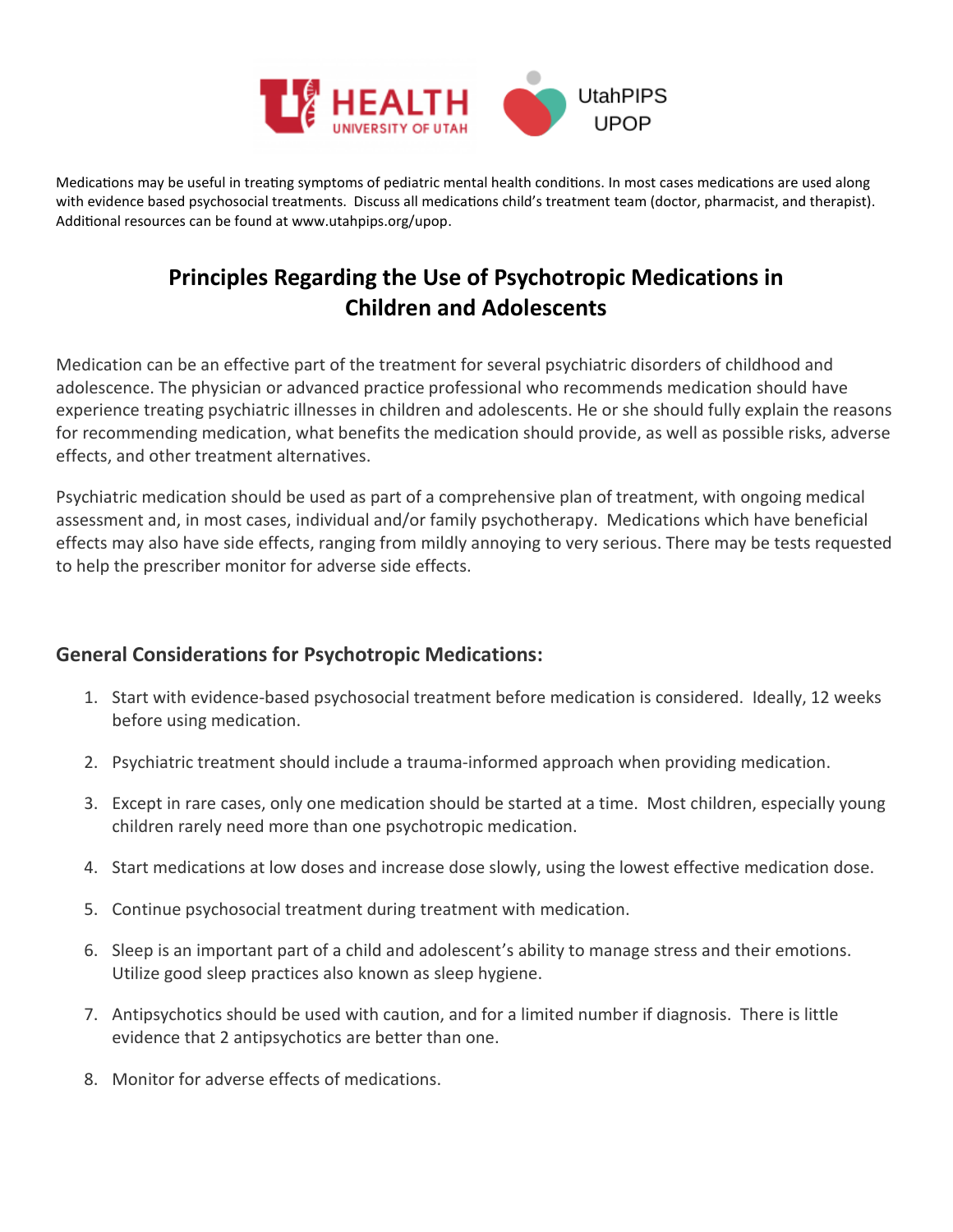Medications may be useful in treating symptoms of pediatric mental health conditions. In most cases medications are used along with evidence based psychosocial treatments. Discuss all medications child's treatment team (doctor, pharmacist, and therapist). Additional resources can be found at www.utahpips.org/upop.

# Principles Regarding the Use of Psychotropic Medications in Children and Adolescents

Medication can be an effective part of the treatment for several psychiatric disorders of childhood and adolescence. The physician or advanced practice professional who recommends medication should have experience treating psychiatric illnesses in children and adolescents. He or she should fully explain the reasons for recommending medication, what benefits the medication should provide, as well as possible risks, adverse effects, and other treatment alternatives.

Psychiatric medication should be used as part of a comprehensive plan of treatment, with ongoing medical assessment and, in most cases, individual and/or family psychotherapy. Medications which have beneficial effects may also have side effects, ranging from mildly annoying to very serious. There may be tests requested to help the prescriber monitor for adverse side effects.

## General Considerations for Psychotropic Medications:

1. Start with evidence-based psychosocial treatment before medication is considered. Ideally, 12 weeks before using medication.
2. Psychiatric treatment should include a trauma-informed approach when providing medication.
3. Except in rare cases, only one medication should be started at a time. Most children, especially young children rarely need more than one psychotropic medication.
4. Start medications at low doses and increase dose slowly, using the lowest effective medication dose.
5. Continue psychosocial treatment during treatment with medication.
6. Sleep is an important part of a child and adolescent's ability to manage stress and their emotions. Utilize good sleep practices also known as sleep hygiene.
7. Antipsychotics should be used with caution, and for a limited number if diagnosis. There is little evidence that 2 antipsychotics are better than one.
8. Monitor for adverse effects of medications.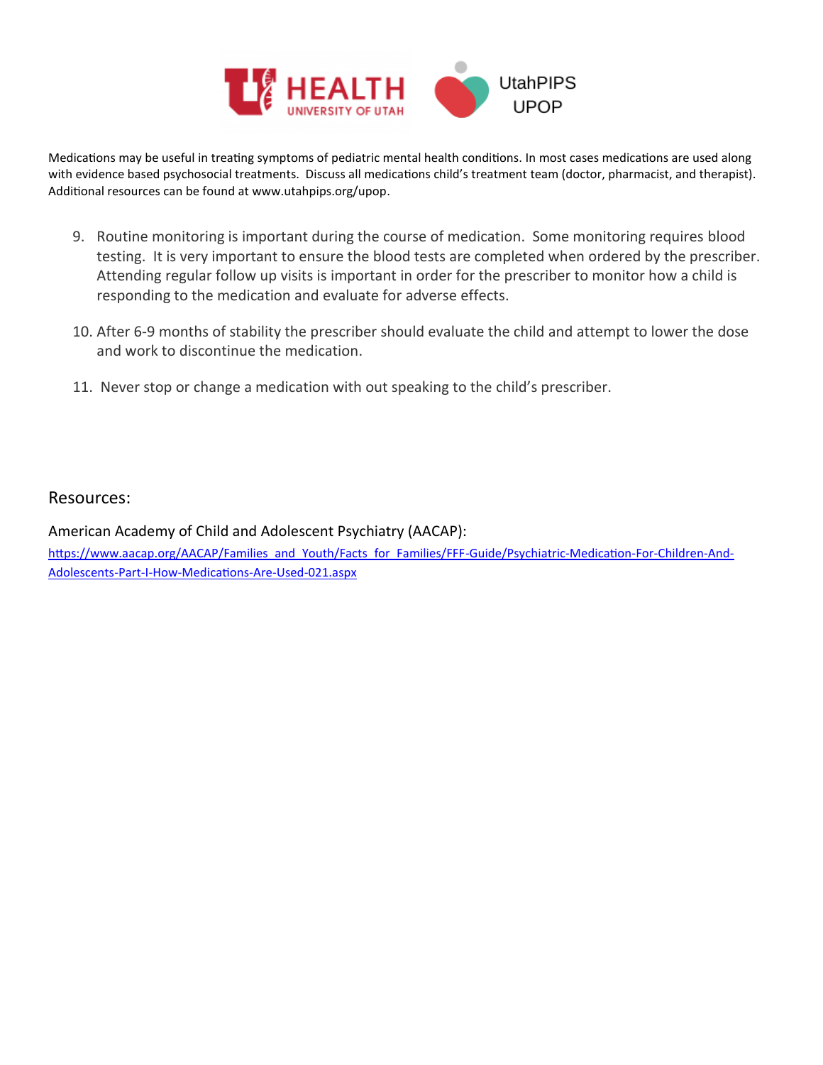Medications may be useful in treating symptoms of pediatric mental health conditions. In most cases medications are used along with evidence based psychosocial treatments. Discuss all medications child's treatment team (doctor, pharmacist, and therapist). Additional resources can be found at www.utahpips.org/upop.

9. Routine monitoring is important during the course of medication. Some monitoring requires blood testing. It is very important to ensure the blood tests are completed when ordered by the prescriber. Attending regular follow up visits is important in order for the prescriber to monitor how a child is responding to the medication and evaluate for adverse effects.

10. After 6-9 months of stability the prescriber should evaluate the child and attempt to lower the dose and work to discontinue the medication.

11. Never stop or change a medication with out speaking to the child's prescriber.

## Resources:

American Academy of Child and Adolescent Psychiatry (AACAP):
https://www.aacap.org/AACAP/Families_and_Youth/Facts_for_Families/FFF-Guide/Psychiatric-Medication-For-Children-And-Adolescents-Part-I-How-Medications-Are-Used-021.aspx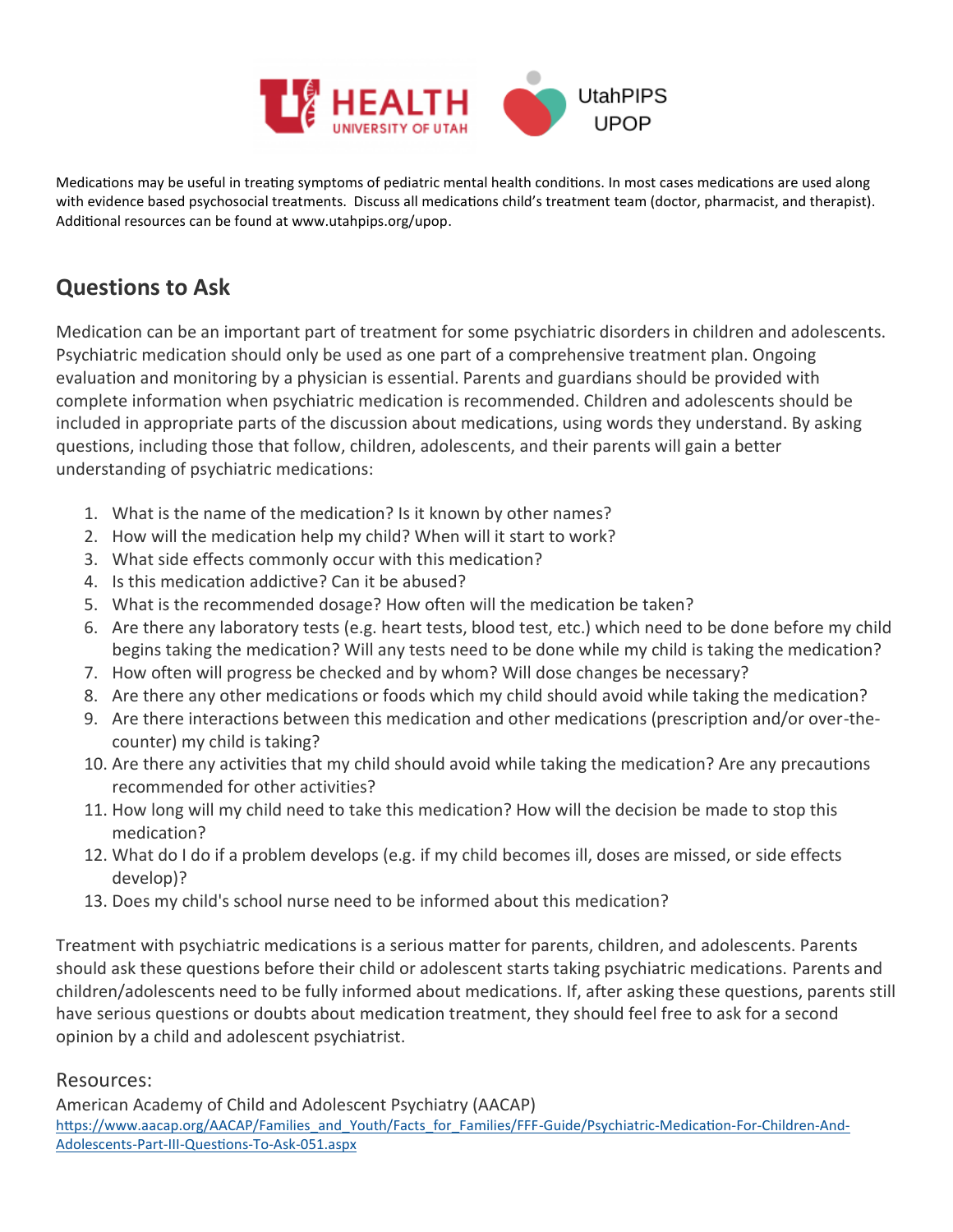Medications may be useful in treating symptoms of pediatric mental health conditions. In most cases medications are used along with evidence based psychosocial treatments. Discuss all medications child's treatment team (doctor, pharmacist, and therapist). Additional resources can be found at www.utahpips.org/upop.

## Questions to Ask

Medication can be an important part of treatment for some psychiatric disorders in children and adolescents. Psychiatric medication should only be used as one part of a comprehensive treatment plan. Ongoing evaluation and monitoring by a physician is essential. Parents and guardians should be provided with complete information when psychiatric medication is recommended. Children and adolescents should be included in appropriate parts of the discussion about medications, using words they understand. By asking questions, including those that follow, children, adolescents, and their parents will gain a better understanding of psychiatric medications:

1. What is the name of the medication? Is it known by other names?
2. How will the medication help my child? When will it start to work?
3. What side effects commonly occur with this medication?
4. Is this medication addictive? Can it be abused?
5. What is the recommended dosage? How often will the medication be taken?
6. Are there any laboratory tests (e.g. heart tests, blood test, etc.) which need to be done before my child begins taking the medication? Will any tests need to be done while my child is taking the medication?
7. How often will progress be checked and by whom? Will dose changes be necessary?
8. Are there any other medications or foods which my child should avoid while taking the medication?
9. Are there interactions between this medication and other medications (prescription and/or over-the-counter) my child is taking?
10. Are there any activities that my child should avoid while taking the medication? Are any precautions recommended for other activities?
11. How long will my child need to take this medication? How will the decision be made to stop this medication?
12. What do I do if a problem develops (e.g. if my child becomes ill, doses are missed, or side effects develop)?
13. Does my child's school nurse need to be informed about this medication?

Treatment with psychiatric medications is a serious matter for parents, children, and adolescents. Parents should ask these questions before their child or adolescent starts taking psychiatric medications. Parents and children/adolescents need to be fully informed about medications. If, after asking these questions, parents still have serious questions or doubts about medication treatment, they should feel free to ask for a second opinion by a child and adolescent psychiatrist.

### Resources:

American Academy of Child and Adolescent Psychiatry (AACAP)
https://www.aacap.org/AACAP/Families_and_Youth/Facts_for_Families/FFF-Guide/Psychiatric-Medication-For-Children-And-Adolescents-Part-III-Questions-To-Ask-051.aspx